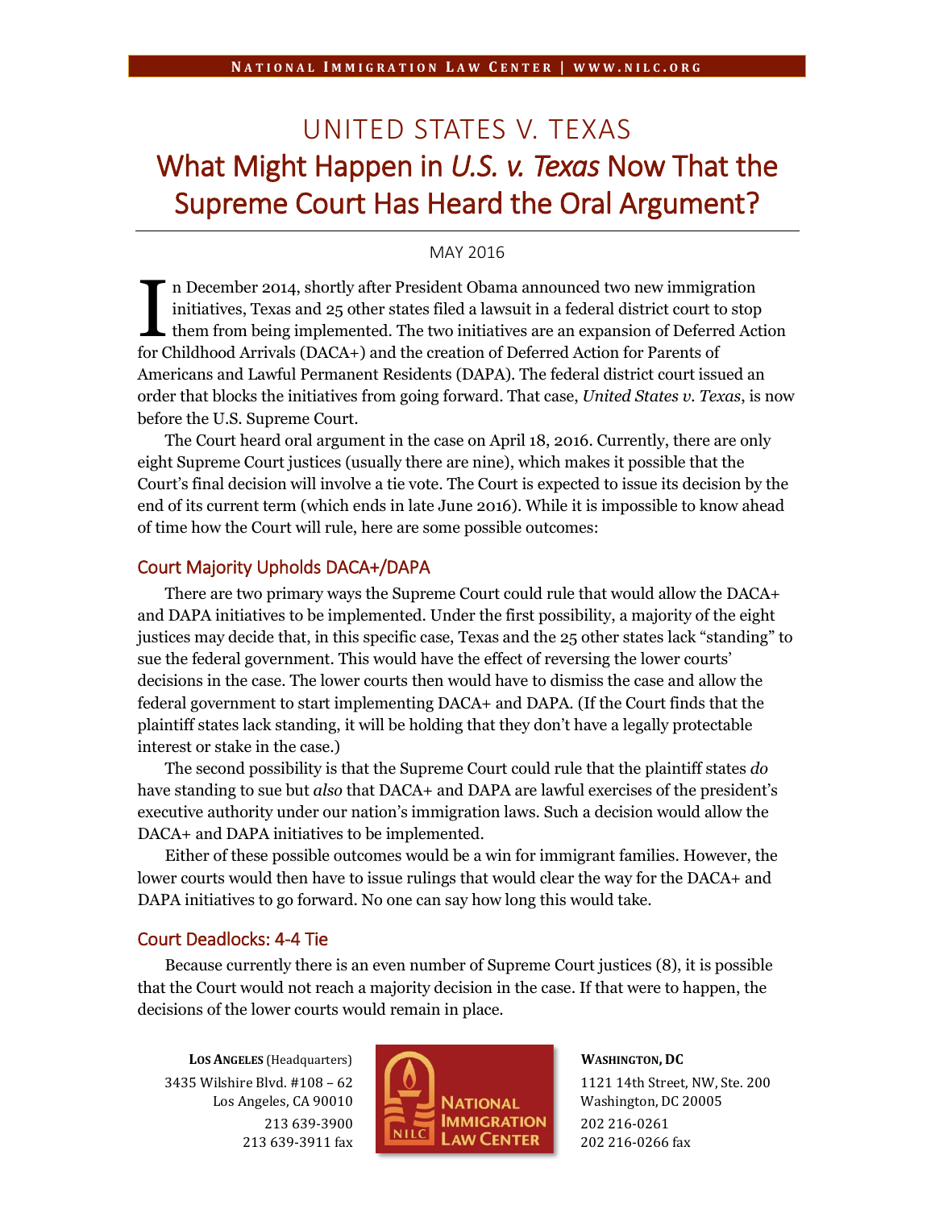UNITED STATES V. TEXAS

# What Might Happen in *U.S. v. Texas* Now That the Supreme Court Has Heard the Oral Argument?

MAY 2016

In December 2014, shortly after President Obama announced two new immigration initiatives, Texas and 25 other states filed a lawsuit in a federal district court to stop them from being implemented. The two initiatives are an expansion of Deferred Action for Childhood Arrivals (DACA+) and the creation of Deferred Action for Parents of Americans and Lawful Permanent Residents (DAPA). The federal district court issued an order that blocks the initiatives from going forward. That case, *United States v. Texas*, is now before the U.S. Supreme Court.

The Court heard oral argument in the case on April 18, 2016. Currently, there are only eight Supreme Court justices (usually there are nine), which makes it possible that the Court's final decision will involve a tie vote. The Court is expected to issue its decision by the end of its current term (which ends in late June 2016). While it is impossible to know ahead of time how the Court will rule, here are some possible outcomes:

## Court Majority Upholds DACA+/DAPA

There are two primary ways the Supreme Court could rule that would allow the DACA+ and DAPA initiatives to be implemented. Under the first possibility, a majority of the eight justices may decide that, in this specific case, Texas and the 25 other states lack "standing" to sue the federal government. This would have the effect of reversing the lower courts' decisions in the case. The lower courts then would have to dismiss the case and allow the federal government to start implementing DACA+ and DAPA. (If the Court finds that the plaintiff states lack standing, it will be holding that they don't have a legally protectable interest or stake in the case.)

The second possibility is that the Supreme Court could rule that the plaintiff states *do* have standing to sue but *also* that DACA+ and DAPA are lawful exercises of the president's executive authority under our nation's immigration laws. Such a decision would allow the DACA+ and DAPA initiatives to be implemented.

Either of these possible outcomes would be a win for immigrant families. However, the lower courts would then have to issue rulings that would clear the way for the DACA+ and DAPA initiatives to go forward. No one can say how long this would take.

## Court Deadlocks: 4-4 Tie

Because currently there is an even number of Supreme Court justices (8), it is possible that the Court would not reach a majority decision in the case. If that were to happen, the decisions of the lower courts would remain in place.

**LOS ANGELES** (Headquarters)
3435 Wilshire Blvd. #108 – 62
Los Angeles, CA 90010
213 639-3900
213 639-3911 fax

**WASHINGTON, DC**
1121 14th Street, NW, Ste. 200
Washington, DC 20005
202 216-0261
202 216-0266 fax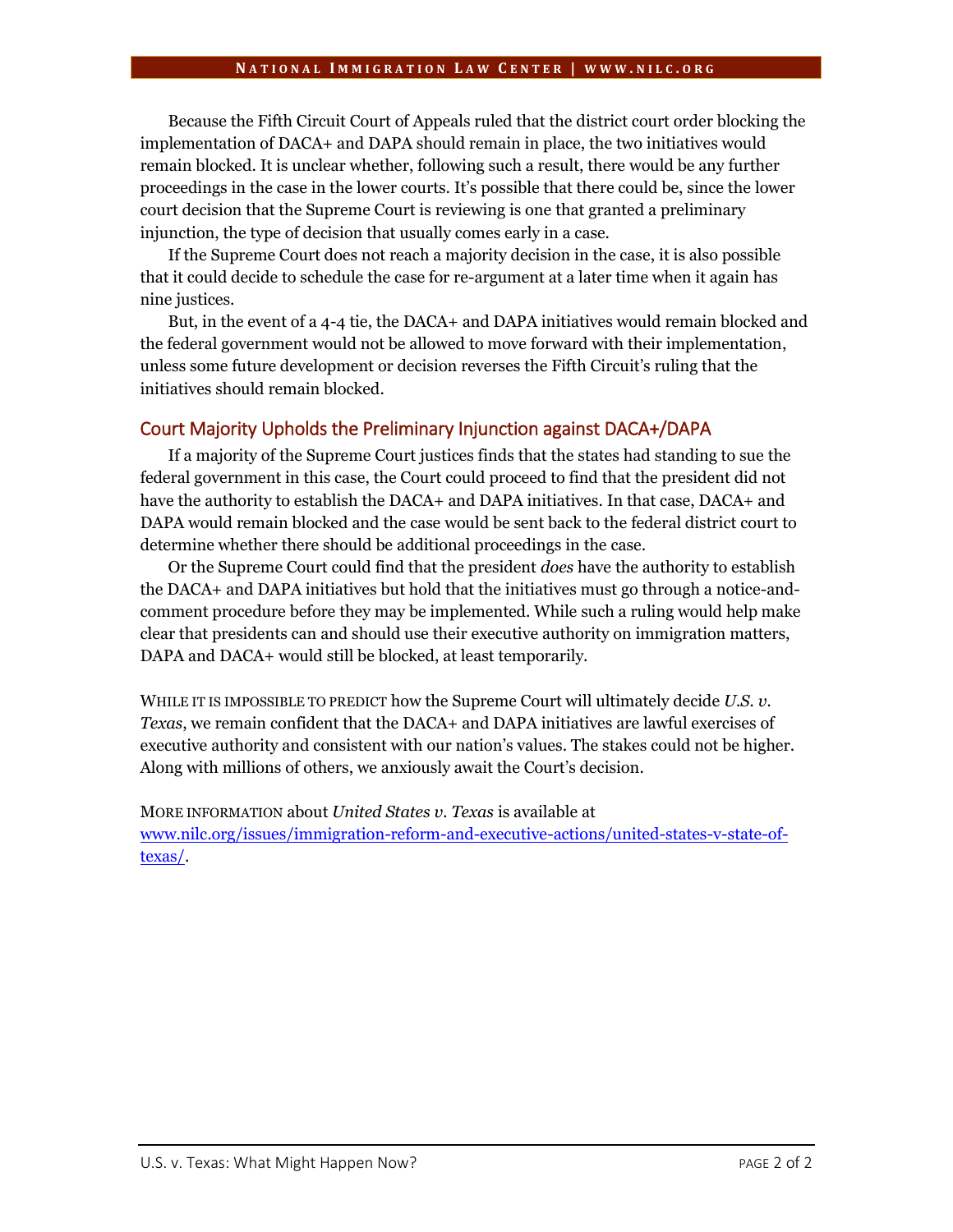Because the Fifth Circuit Court of Appeals ruled that the district court order blocking the implementation of DACA+ and DAPA should remain in place, the two initiatives would remain blocked. It is unclear whether, following such a result, there would be any further proceedings in the case in the lower courts. It's possible that there could be, since the lower court decision that the Supreme Court is reviewing is one that granted a preliminary injunction, the type of decision that usually comes early in a case.

If the Supreme Court does not reach a majority decision in the case, it is also possible that it could decide to schedule the case for re-argument at a later time when it again has nine justices.

But, in the event of a 4-4 tie, the DACA+ and DAPA initiatives would remain blocked and the federal government would not be allowed to move forward with their implementation, unless some future development or decision reverses the Fifth Circuit's ruling that the initiatives should remain blocked.

## Court Majority Upholds the Preliminary Injunction against DACA+/DAPA

If a majority of the Supreme Court justices finds that the states had standing to sue the federal government in this case, the Court could proceed to find that the president did not have the authority to establish the DACA+ and DAPA initiatives. In that case, DACA+ and DAPA would remain blocked and the case would be sent back to the federal district court to determine whether there should be additional proceedings in the case.

Or the Supreme Court could find that the president *does* have the authority to establish the DACA+ and DAPA initiatives but hold that the initiatives must go through a notice-and-comment procedure before they may be implemented. While such a ruling would help make clear that presidents can and should use their executive authority on immigration matters, DAPA and DACA+ would still be blocked, at least temporarily.

WHILE IT IS IMPOSSIBLE TO PREDICT how the Supreme Court will ultimately decide *U.S. v. Texas*, we remain confident that the DACA+ and DAPA initiatives are lawful exercises of executive authority and consistent with our nation's values. The stakes could not be higher. Along with millions of others, we anxiously await the Court's decision.

MORE INFORMATION about *United States v. Texas* is available at [www.nilc.org/issues/immigration-reform-and-executive-actions/united-states-v-state-of-texas/](www.nilc.org/issues/immigration-reform-and-executive-actions/united-states-v-state-of-texas/).